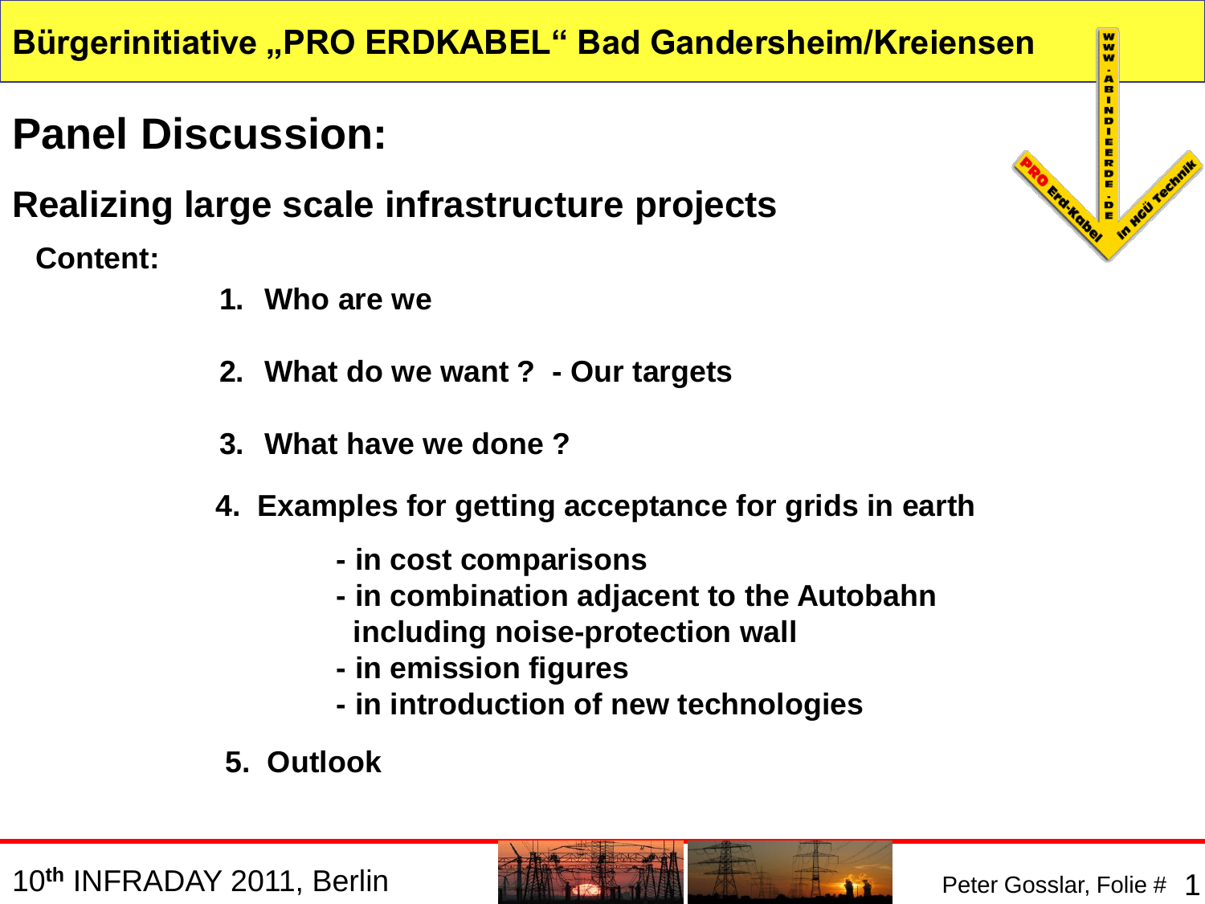Bürgerinitiative „PRO ERDKABEL“ Bad Gandersheim/Kreiensen

# Panel Discussion:

## Realizing large scale infrastructure projects

**Content:**

1. **Who are we**
2. **What do we want ? - Our targets**
3. **What have we done ?**
4. **Examples for getting acceptance for grids in earth**
   - **in cost comparisons**
   - **in combination adjacent to the Autobahn including noise-protection wall**
   - **in emission figures**
   - **in introduction of new technologies**
5. **Outlook**

10th INFRADAY 2011, Berlin

Peter Gosslar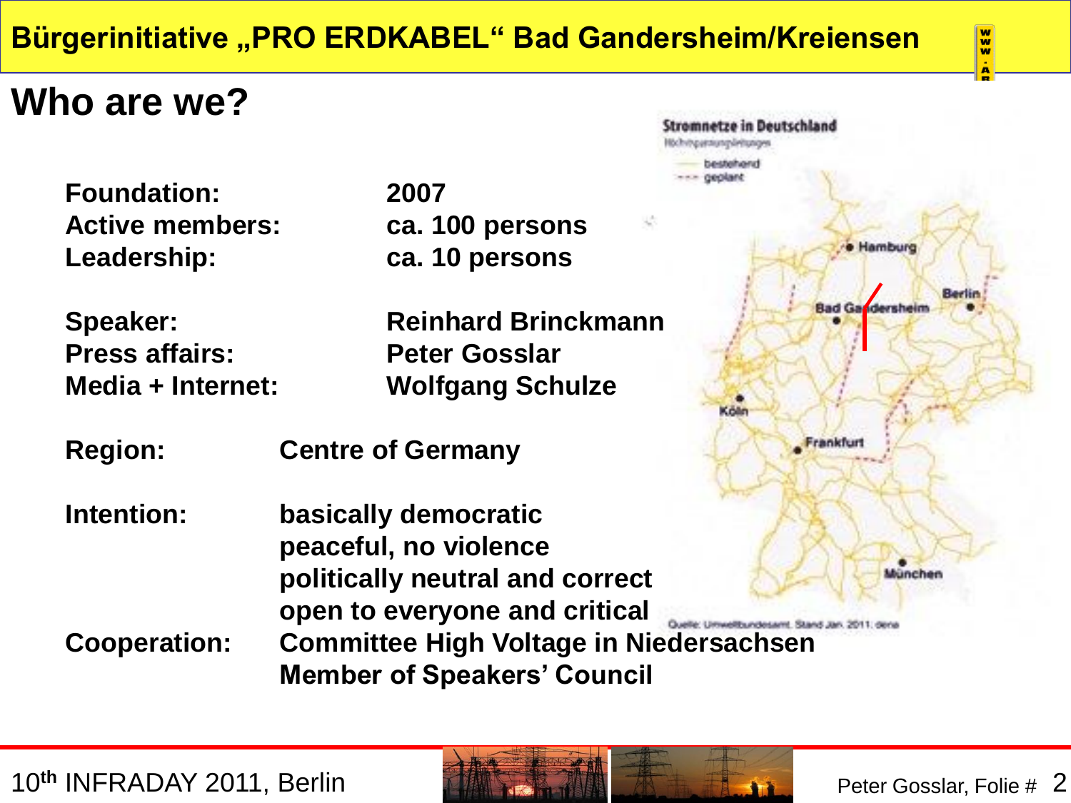# Bürgerinitiative „PRO ERDKABEL“ Bad Gandersheim/Kreiensen

## Who are we?

| | |
|---|---|
| **Foundation:** | **2007** |
| **Active members:** | **ca. 100 persons** |
| **Leadership:** | **ca. 10 persons** |
| **Speaker:** | **Reinhard Brinckmann** |
| **Press affairs:** | **Peter Gosslar** |
| **Media + Internet:** | **Wolfgang Schulze** |

**Region:** **Centre of Germany**

**Intention:**
- **basically democratic**
- **peaceful, no violence**
- **politically neutral and correct**
- **open to everyone and critical**

**Cooperation:**
- **Committee High Voltage in Niedersachsen**
- **Member of Speakers' Council**

Stromnetze in Deutschland
Höchstspannungsleitungen
— bestehend
--- geplant

Hamburg, Berlin, Bad Gandersheim, Köln, Frankfurt, München

Quelle: Umweltbundesamt. Stand Jan. 2011. dena

10[th] INFRADAY 2011, Berlin

Peter Gosslar, Folie #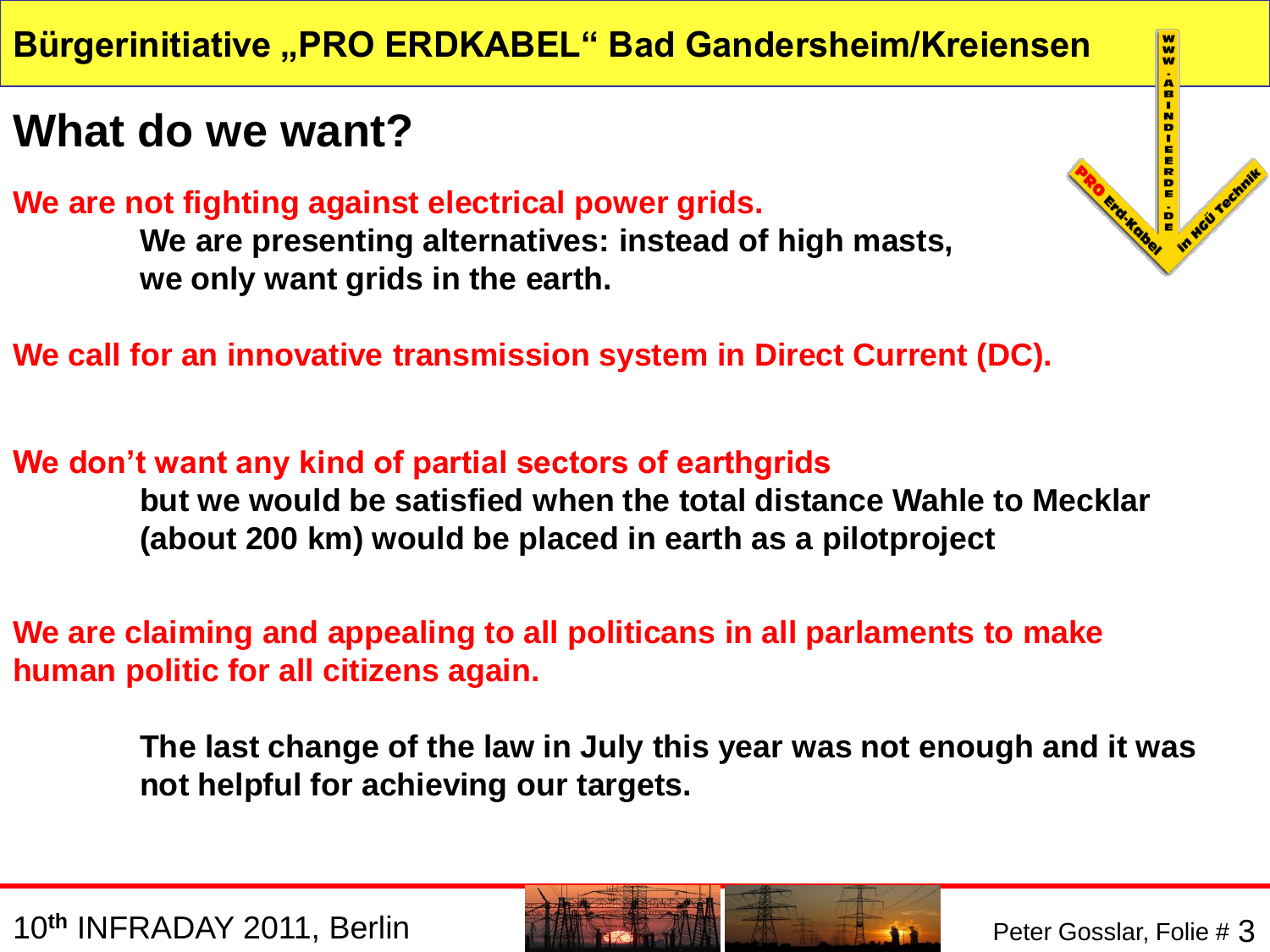# Bürgerinitiative „PRO ERDKABEL“ Bad Gandersheim/Kreiensen

## What do we want?

**We are not fighting against electrical power grids.**

**We are presenting alternatives: instead of high masts, we only want grids in the earth.**

**We call for an innovative transmission system in Direct Current (DC).**

**We don’t want any kind of partial sectors of earthgrids**

**but we would be satisfied when the total distance Wahle to Mecklar (about 200 km) would be placed in earth as a pilotproject**

**We are claiming and appealing to all politicans in all parlaments to make human politic for all citizens again.**

**The last change of the law in July this year was not enough and it was not helpful for achieving our targets.**

10th INFRADAY 2011, Berlin

Peter Gosslar, Folie # 3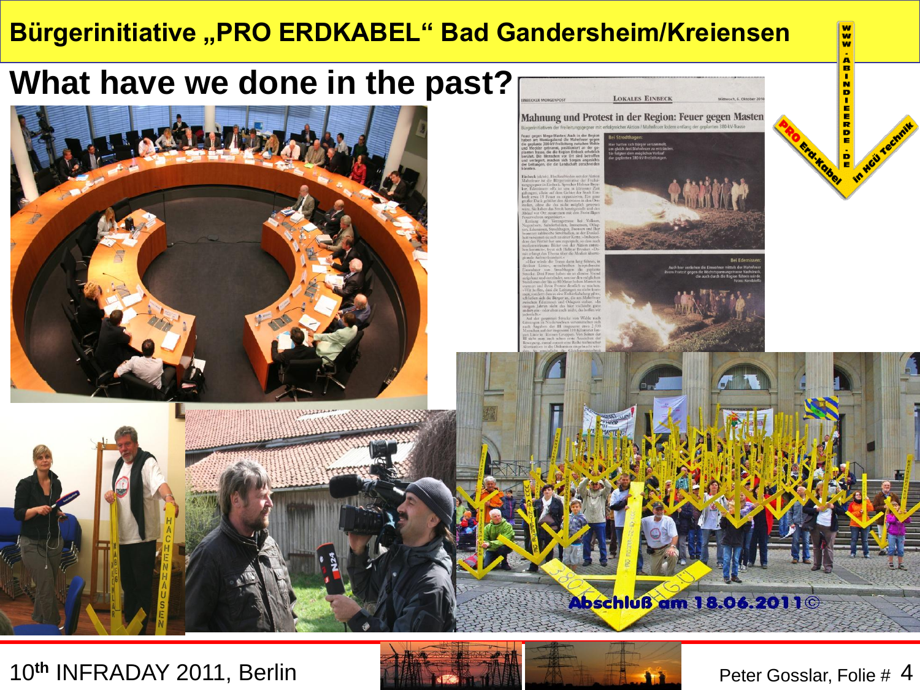# Bürgerinitiative „PRO ERDKABEL" Bad Gandersheim/Kreiensen

## What have we done in the past?

10[th] INFRADAY 2011, Berlin

Peter Gosslar, Folie #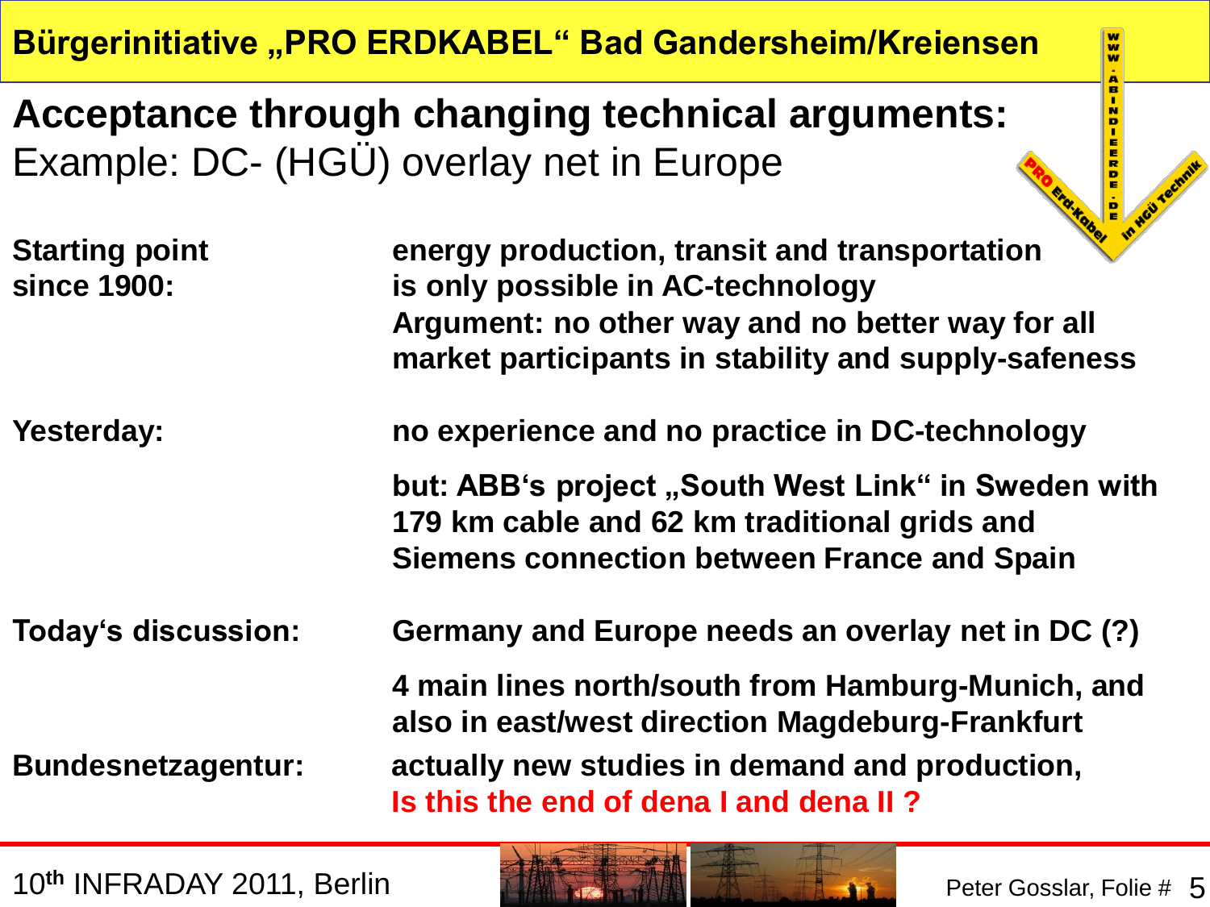# Acceptance through changing technical arguments:

## Example: DC- (HGÜ) overlay net in Europe

| | |
|---|---|
| **Starting point since 1900:** | **energy production, transit and transportation is only possible in AC-technology** <br> **Argument: no other way and no better way for all market participants in stability and supply-safeness** |
| **Yesterday:** | **no experience and no practice in DC-technology** <br> **but: ABB‘s project „South West Link“ in Sweden with 179 km cable and 62 km traditional grids and Siemens connection between France and Spain** |
| **Today‘s discussion:** | **Germany and Europe needs an overlay net in DC (?)** <br> **4 main lines north/south from Hamburg-Munich, and also in east/west direction Magdeburg-Frankfurt** |
| **Bundesnetzagentur:** | **actually new studies in demand and production,** <br> **Is this the end of dena I and dena II ?** |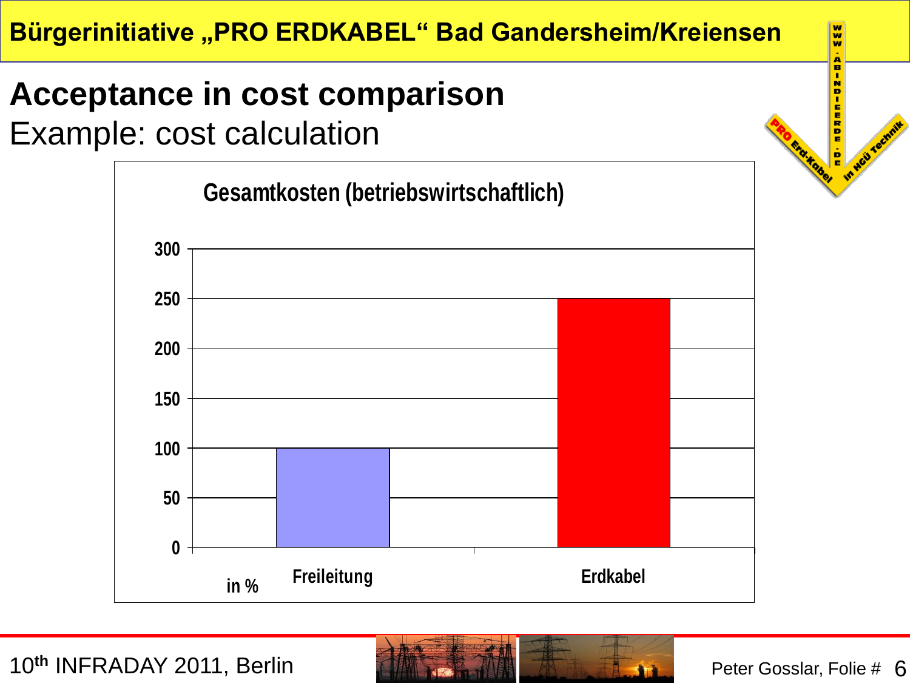# Bürgerinitiative „PRO ERDKABEL“ Bad Gandersheim/Kreiensen

## Acceptance in cost comparison

Example: cost calculation

**Gesamtkosten (betriebswirtschaftlich)**

| in % | Freileitung | Erdkabel |
| --- | --- | --- |
| Gesamtkosten | 100 | 250 |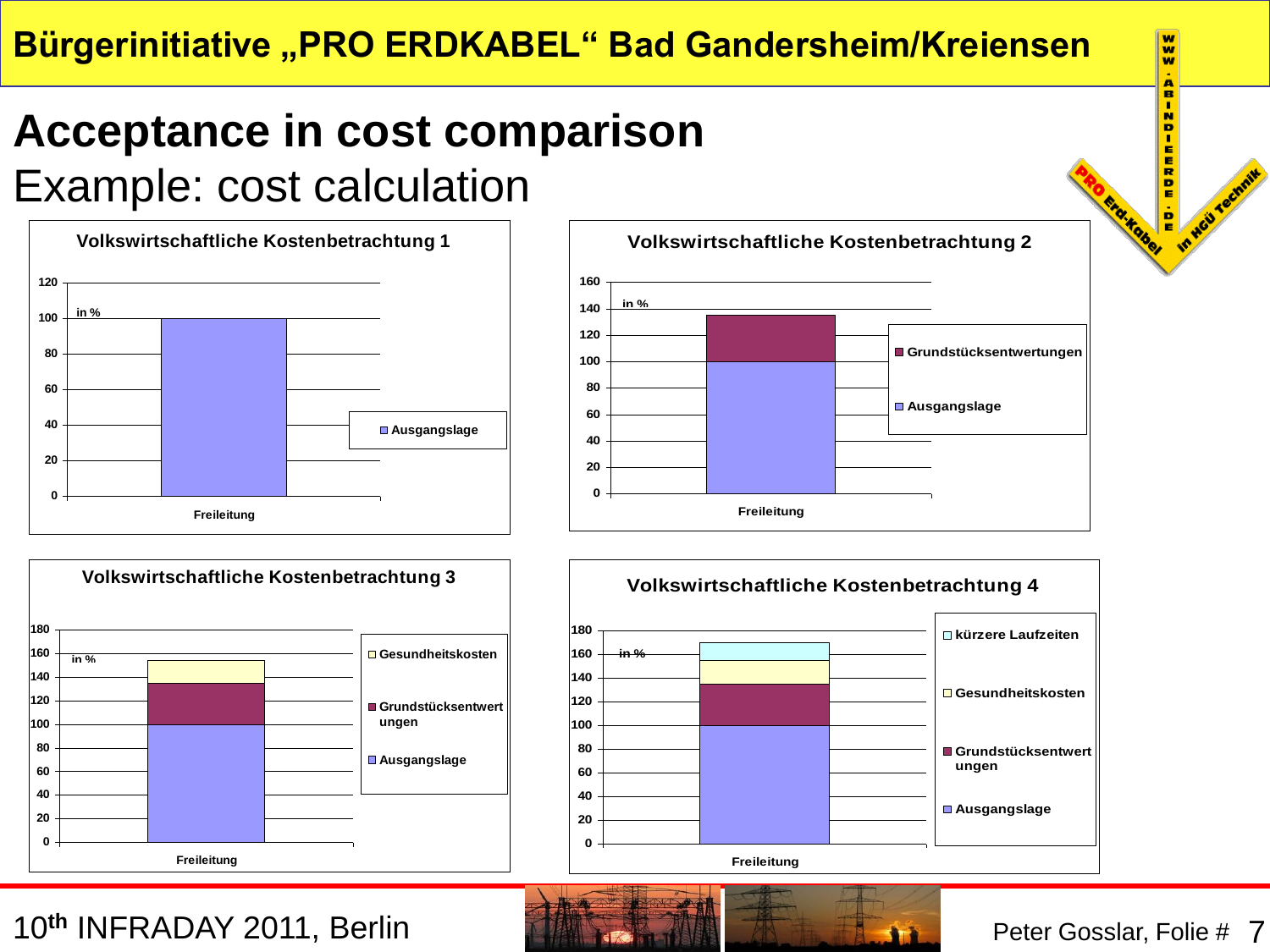Bürgerinitiative „PRO ERDKABEL" Bad Gandersheim/Kreiensen

# Acceptance in cost comparison

## Example: cost calculation

**Volkswirtschaftliche Kostenbetrachtung 1**

in %

Freileitung

- Ausgangslage

**Volkswirtschaftliche Kostenbetrachtung 2**

in %

Freileitung

- Grundstücksentwertungen
- Ausgangslage

**Volkswirtschaftliche Kostenbetrachtung 3**

in %

Freileitung

- Gesundheitskosten
- Grundstücksentwertungen
- Ausgangslage

**Volkswirtschaftliche Kostenbetrachtung 4**

in %

Freileitung

- kürzere Laufzeiten
- Gesundheitskosten
- Grundstücksentwertungen
- Ausgangslage

10[th] INFRADAY 2011, Berlin

Peter Gosslar, Folie # 7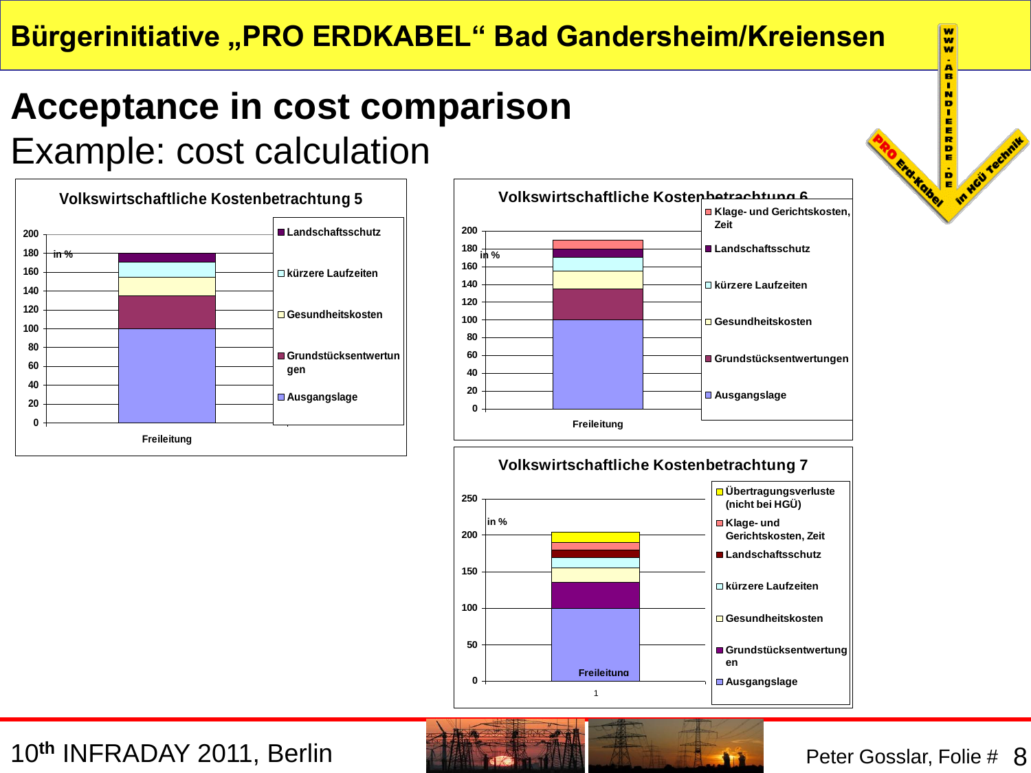# Acceptance in cost comparison

## Example: cost calculation

**Volkswirtschaftliche Kostenbetrachtung 5**

in %

Freileitung

- Landschaftsschutz
- kürzere Laufzeiten
- Gesundheitskosten
- Grundstücksentwertungen
- Ausgangslage

**Volkswirtschaftliche Kostenbetrachtung 6**

in %

Freileitung

- Klage- und Gerichtskosten, Zeit
- Landschaftsschutz
- kürzere Laufzeiten
- Gesundheitskosten
- Grundstücksentwertungen
- Ausgangslage

**Volkswirtschaftliche Kostenbetrachtung 7**

in %

Freileitung

- Übertragungsverluste (nicht bei HGÜ)
- Klage- und Gerichtskosten, Zeit
- Landschaftsschutz
- kürzere Laufzeiten
- Gesundheitskosten
- Grundstücksentwertungen
- Ausgangslage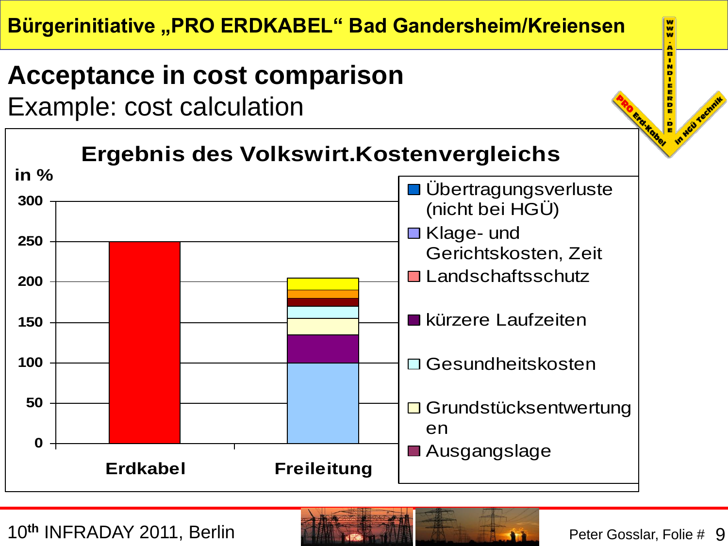# Bürgerinitiative „PRO ERDKABEL" Bad Gandersheim/Kreiensen

## Acceptance in cost comparison

Example: cost calculation

**Ergebnis des Volkswirt.Kostenvergleichs**

in %

300
250
200
150
100
50
0

Erdkabel

Freileitung

- Übertragungsverluste (nicht bei HGÜ)
- Klage- und Gerichtskosten, Zeit
- Landschaftsschutz
- kürzere Laufzeiten
- Gesundheitskosten
- Grundstücksentwertungen
- Ausgangslage

10th INFRADAY 2011, Berlin

Peter Gosslar, Folie #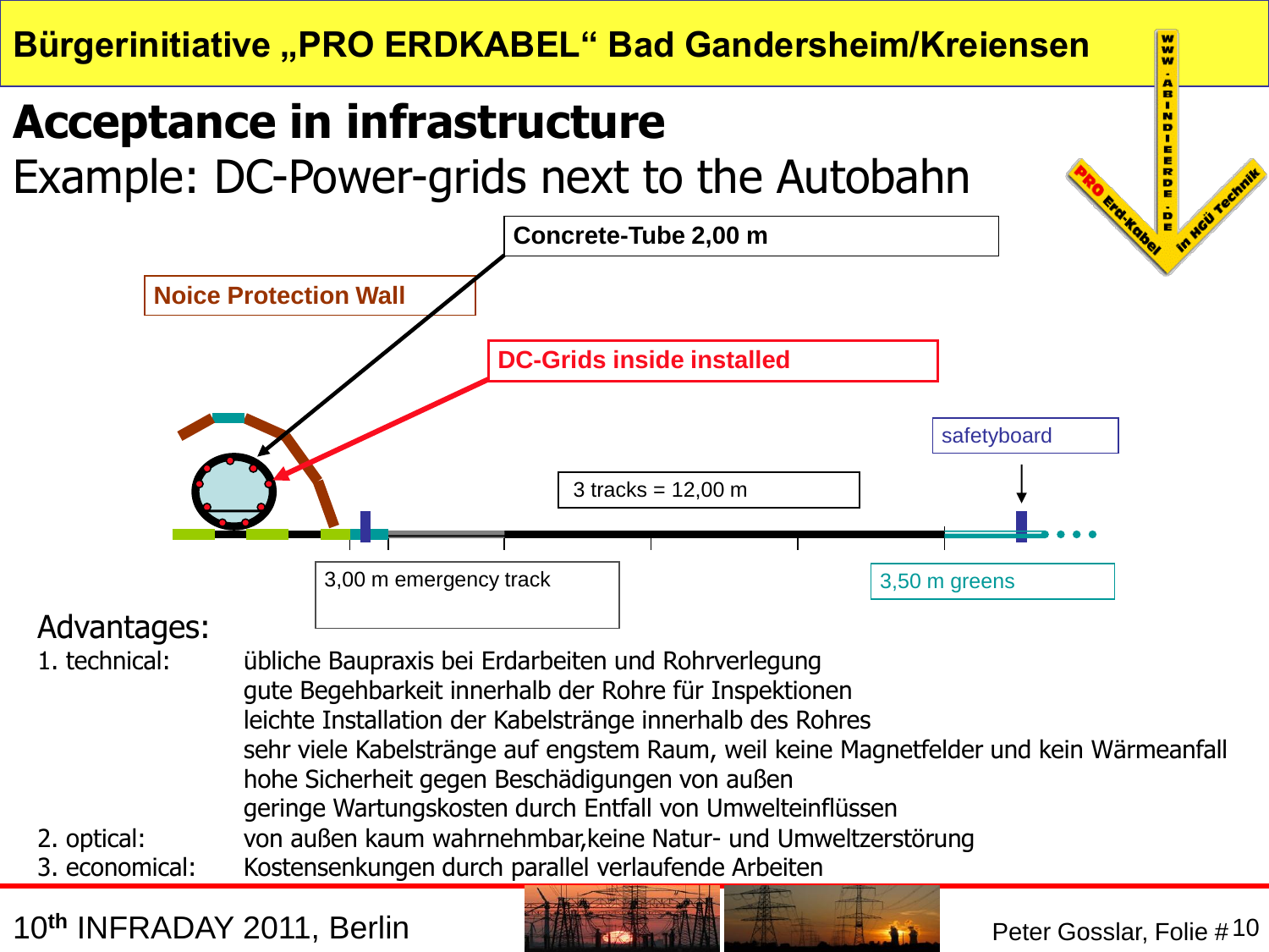# Acceptance in infrastructure

## Example: DC-Power-grids next to the Autobahn

Concrete-Tube 2,00 m

Noice Protection Wall

DC-Grids inside installed

safetyboard

3 tracks = 12,00 m

3,00 m emergency track

3,50 m greens

Advantages:

1. technical: übliche Baupraxis bei Erdarbeiten und Rohrverlegung
   gute Begehbarkeit innerhalb der Rohre für Inspektionen
   leichte Installation der Kabelstränge innerhalb des Rohres
   sehr viele Kabelstränge auf engstem Raum, weil keine Magnetfelder und kein Wärmeanfall
   hohe Sicherheit gegen Beschädigungen von außen
   geringe Wartungskosten durch Entfall von Umwelteinflüssen
2. optical: von außen kaum wahrnehmbar,keine Natur- und Umweltzerstörung
3. economical: Kostensenkungen durch parallel verlaufende Arbeiten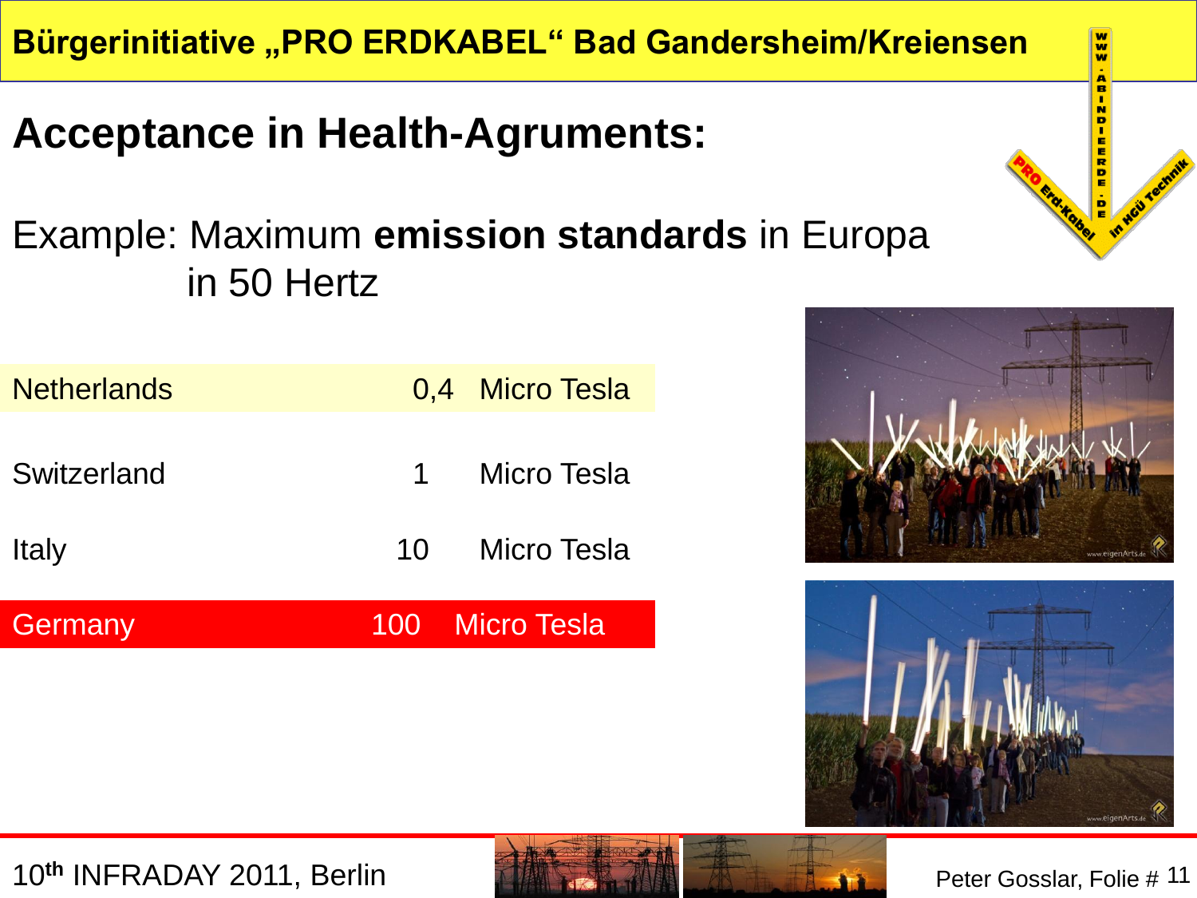## Acceptance in Health-Agruments:

Example: Maximum **emission standards** in Europa in 50 Hertz

| Country | Value | Unit |
|---|---|---|
| Netherlands | 0,4 | Micro Tesla |
| Switzerland | 1 | Micro Tesla |
| Italy | 10 | Micro Tesla |
| Germany | 100 | Micro Tesla |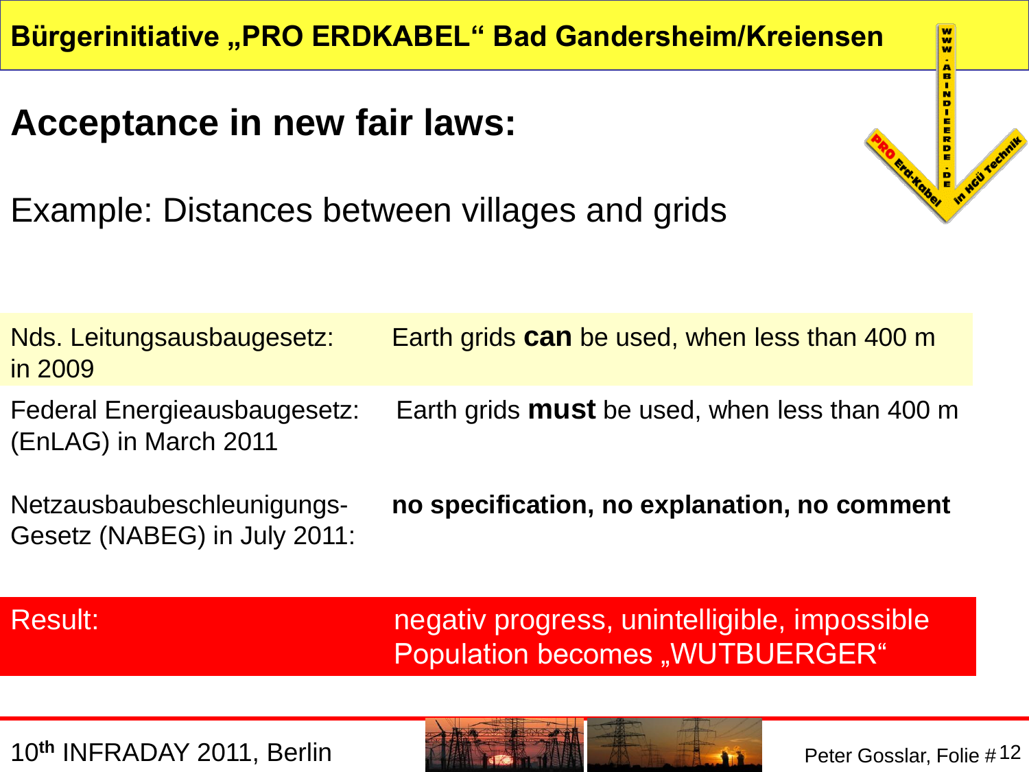Bürgerinitiative „PRO ERDKABEL“ Bad Gandersheim/Kreiensen

# Acceptance in new fair laws:

Example: Distances between villages and grids

| | |
|---|---|
| Nds. Leitungsausbaugesetz: in 2009 | Earth grids **can** be used, when less than 400 m |
| Federal Energieausbaugesetz: (EnLAG) in March 2011 | Earth grids **must** be used, when less than 400 m |
| Netzausbaubeschleunigungs-Gesetz (NABEG) in July 2011: | **no specification, no explanation, no comment** |
| Result: | negativ progress, unintelligible, impossible Population becomes „WUTBUERGER“ |

10th INFRADAY 2011, Berlin

Peter Gosslar, Folie #12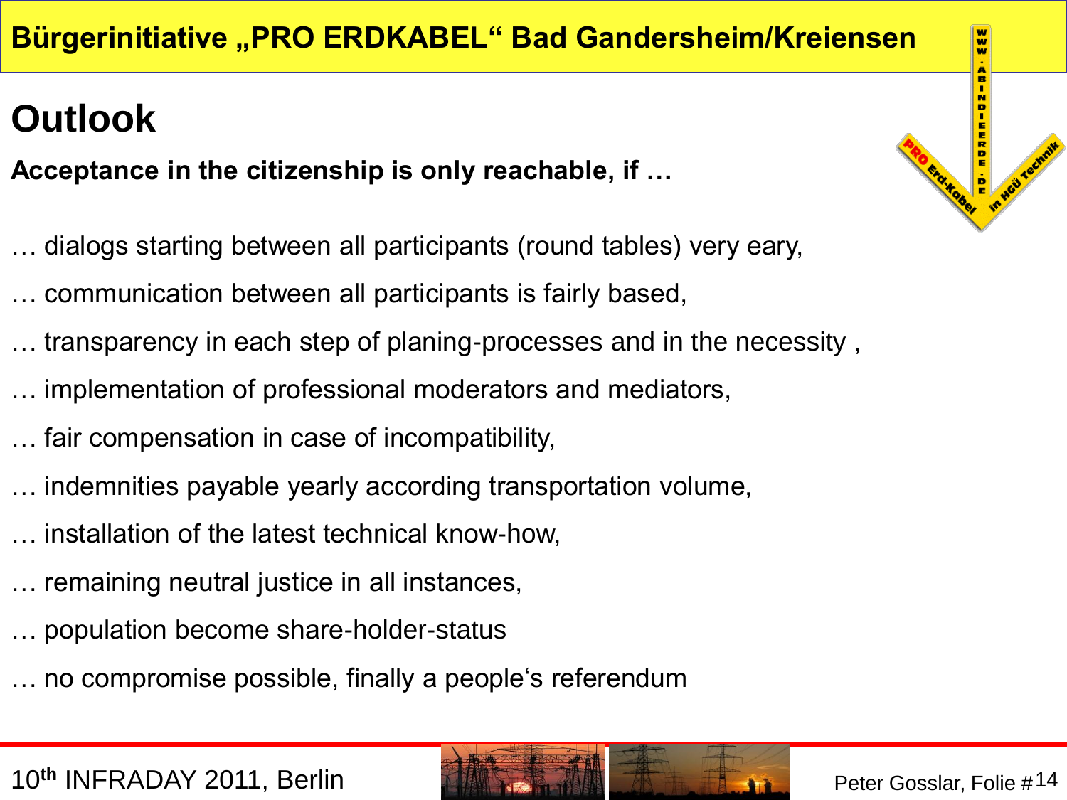# Outlook

**Acceptance in the citizenship is only reachable, if …**

… dialogs starting between all participants (round tables) very eary,

… communication between all participants is fairly based,

… transparency in each step of planing-processes and in the necessity ,

… implementation of professional moderators and mediators,

… fair compensation in case of incompatibility,

… indemnities payable yearly according transportation volume,

… installation of the latest technical know-how,

… remaining neutral justice in all instances,

… population become share-holder-status

… no compromise possible, finally a people‘s referendum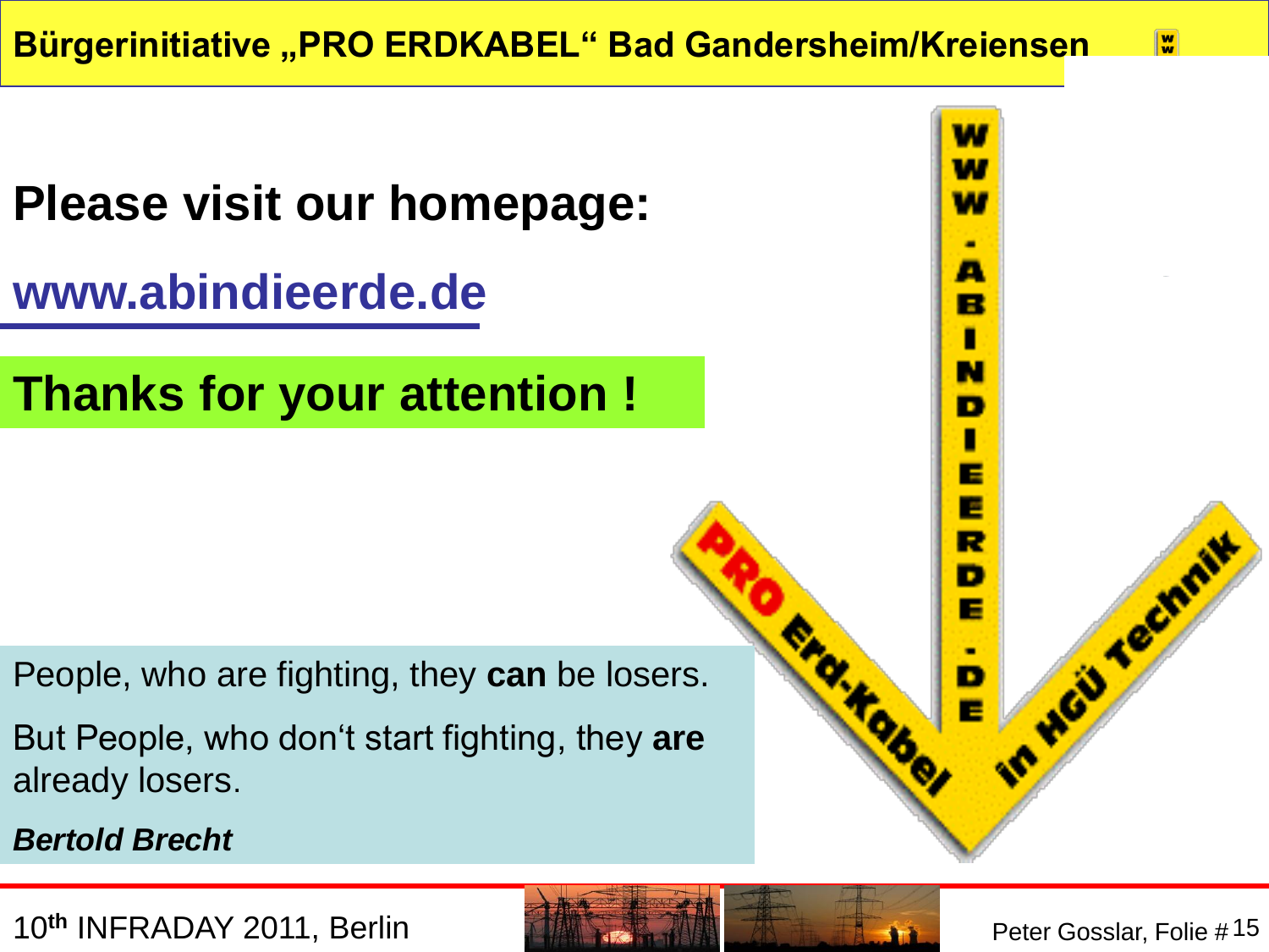# Please visit our homepage:

www.abindieerde.de

## Thanks for your attention !

People, who are fighting, they **can** be losers.

But People, who don‘t start fighting, they **are** already losers.

***Bertold Brecht***